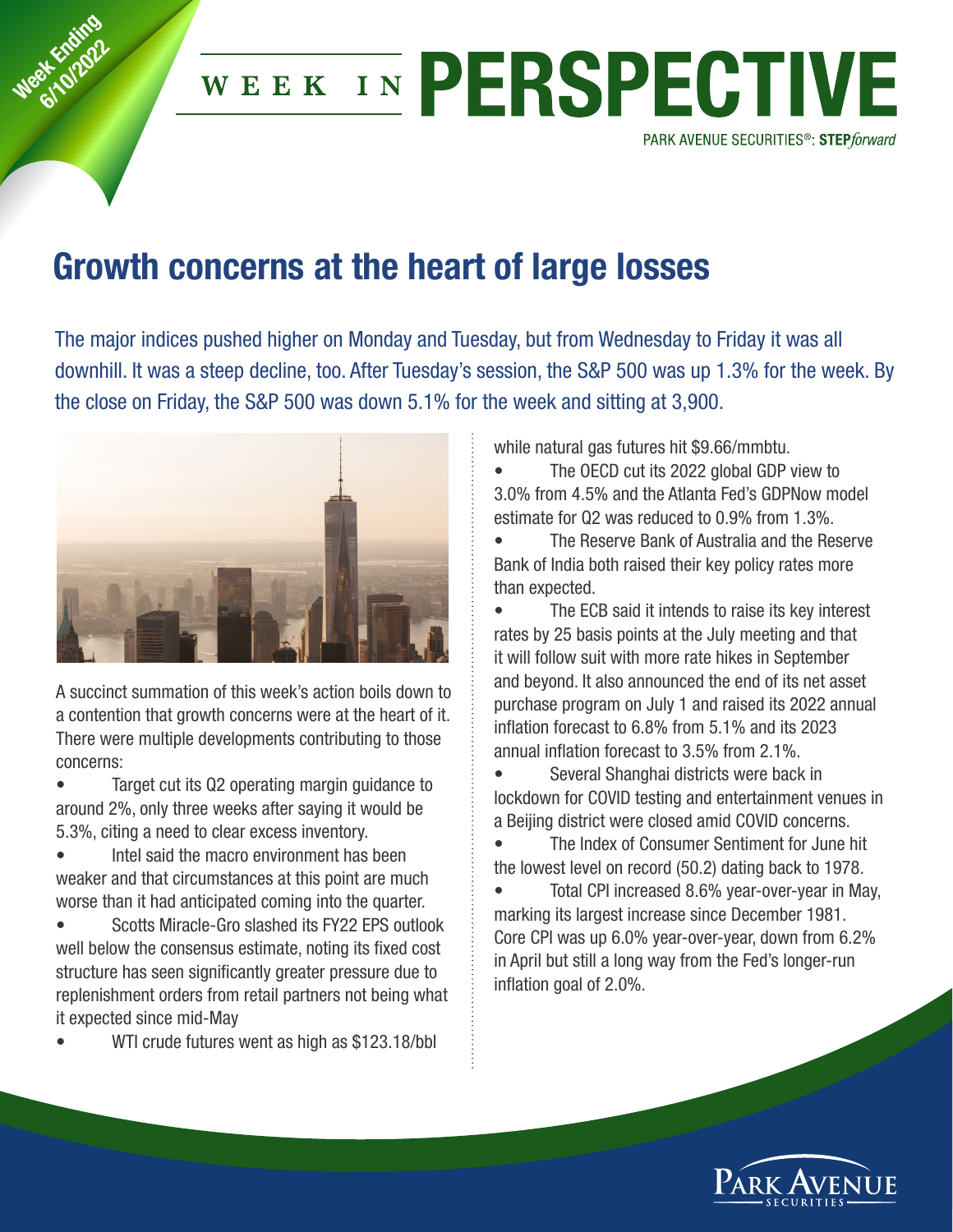Week Ending 6/10/2022

# WEEK IN PERSPECTIVE

PARK AVENUE SECURITIES®: **STEP***forward*

## Growth concerns at the heart of large losses

The major indices pushed higher on Monday and Tuesday, but from Wednesday to Friday it was all downhill. It was a steep decline, too. After Tuesday's session, the S&P 500 was up 1.3% for the week. By the close on Friday, the S&P 500 was down 5.1% for the week and sitting at 3,900.

A succinct summation of this week's action boils down to a contention that growth concerns were at the heart of it. There were multiple developments contributing to those concerns:

- Target cut its Q2 operating margin guidance to around 2%, only three weeks after saying it would be 5.3%, citing a need to clear excess inventory.
- Intel said the macro environment has been weaker and that circumstances at this point are much worse than it had anticipated coming into the quarter.
- Scotts Miracle-Gro slashed its FY22 EPS outlook well below the consensus estimate, noting its fixed cost structure has seen significantly greater pressure due to replenishment orders from retail partners not being what it expected since mid-May
- WTI crude futures went as high as $123.18/bbl while natural gas futures hit $9.66/mmbtu.
- The OECD cut its 2022 global GDP view to 3.0% from 4.5% and the Atlanta Fed's GDPNow model estimate for Q2 was reduced to 0.9% from 1.3%.
- The Reserve Bank of Australia and the Reserve Bank of India both raised their key policy rates more than expected.
- The ECB said it intends to raise its key interest rates by 25 basis points at the July meeting and that it will follow suit with more rate hikes in September and beyond. It also announced the end of its net asset purchase program on July 1 and raised its 2022 annual inflation forecast to 6.8% from 5.1% and its 2023 annual inflation forecast to 3.5% from 2.1%.
- Several Shanghai districts were back in lockdown for COVID testing and entertainment venues in a Beijing district were closed amid COVID concerns.
- The Index of Consumer Sentiment for June hit the lowest level on record (50.2) dating back to 1978.
- Total CPI increased 8.6% year-over-year in May, marking its largest increase since December 1981. Core CPI was up 6.0% year-over-year, down from 6.2% in April but still a long way from the Fed's longer-run inflation goal of 2.0%.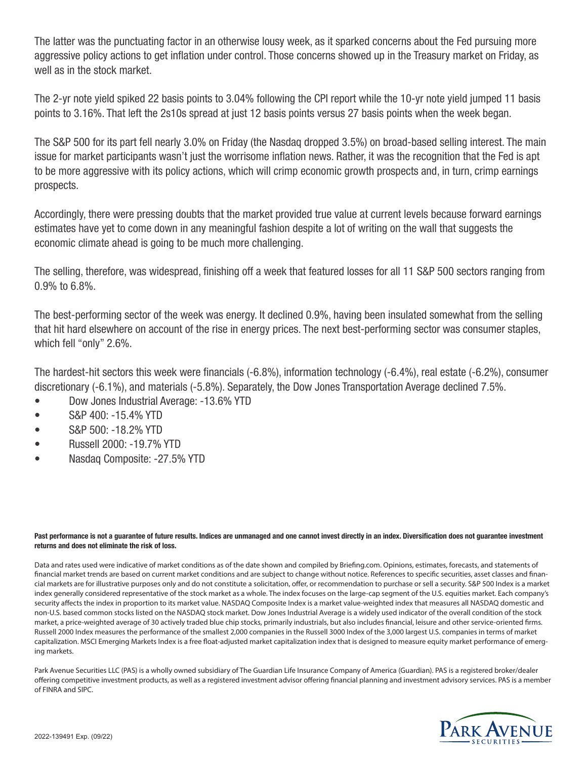The latter was the punctuating factor in an otherwise lousy week, as it sparked concerns about the Fed pursuing more aggressive policy actions to get inflation under control. Those concerns showed up in the Treasury market on Friday, as well as in the stock market.

The 2-yr note yield spiked 22 basis points to 3.04% following the CPI report while the 10-yr note yield jumped 11 basis points to 3.16%. That left the 2s10s spread at just 12 basis points versus 27 basis points when the week began.

The S&P 500 for its part fell nearly 3.0% on Friday (the Nasdaq dropped 3.5%) on broad-based selling interest. The main issue for market participants wasn't just the worrisome inflation news. Rather, it was the recognition that the Fed is apt to be more aggressive with its policy actions, which will crimp economic growth prospects and, in turn, crimp earnings prospects.

Accordingly, there were pressing doubts that the market provided true value at current levels because forward earnings estimates have yet to come down in any meaningful fashion despite a lot of writing on the wall that suggests the economic climate ahead is going to be much more challenging.

The selling, therefore, was widespread, finishing off a week that featured losses for all 11 S&P 500 sectors ranging from 0.9% to 6.8%.

The best-performing sector of the week was energy. It declined 0.9%, having been insulated somewhat from the selling that hit hard elsewhere on account of the rise in energy prices. The next best-performing sector was consumer staples, which fell "only" 2.6%.

The hardest-hit sectors this week were financials (-6.8%), information technology (-6.4%), real estate (-6.2%), consumer discretionary (-6.1%), and materials (-5.8%). Separately, the Dow Jones Transportation Average declined 7.5%.

- Dow Jones Industrial Average: -13.6% YTD
- S&P 400: -15.4% YTD
- S&P 500: -18.2% YTD
- Russell 2000: -19.7% YTD
- Nasdaq Composite: -27.5% YTD

**Past performance is not a guarantee of future results. Indices are unmanaged and one cannot invest directly in an index. Diversification does not guarantee investment returns and does not eliminate the risk of loss.**

Data and rates used were indicative of market conditions as of the date shown and compiled by Briefing.com. Opinions, estimates, forecasts, and statements of financial market trends are based on current market conditions and are subject to change without notice. References to specific securities, asset classes and financial markets are for illustrative purposes only and do not constitute a solicitation, offer, or recommendation to purchase or sell a security. S&P 500 Index is a market index generally considered representative of the stock market as a whole. The index focuses on the large-cap segment of the U.S. equities market. Each company's security affects the index in proportion to its market value. NASDAQ Composite Index is a market value-weighted index that measures all NASDAQ domestic and non-U.S. based common stocks listed on the NASDAQ stock market. Dow Jones Industrial Average is a widely used indicator of the overall condition of the stock market, a price-weighted average of 30 actively traded blue chip stocks, primarily industrials, but also includes financial, leisure and other service-oriented firms. Russell 2000 Index measures the performance of the smallest 2,000 companies in the Russell 3000 Index of the 3,000 largest U.S. companies in terms of market capitalization. MSCI Emerging Markets Index is a free float-adjusted market capitalization index that is designed to measure equity market performance of emerging markets.

Park Avenue Securities LLC (PAS) is a wholly owned subsidiary of The Guardian Life Insurance Company of America (Guardian). PAS is a registered broker/dealer offering competitive investment products, as well as a registered investment advisor offering financial planning and investment advisory services. PAS is a member of FINRA and SIPC.

2022-139491 Exp. (09/22)

PARK AVENUE SECURITIES